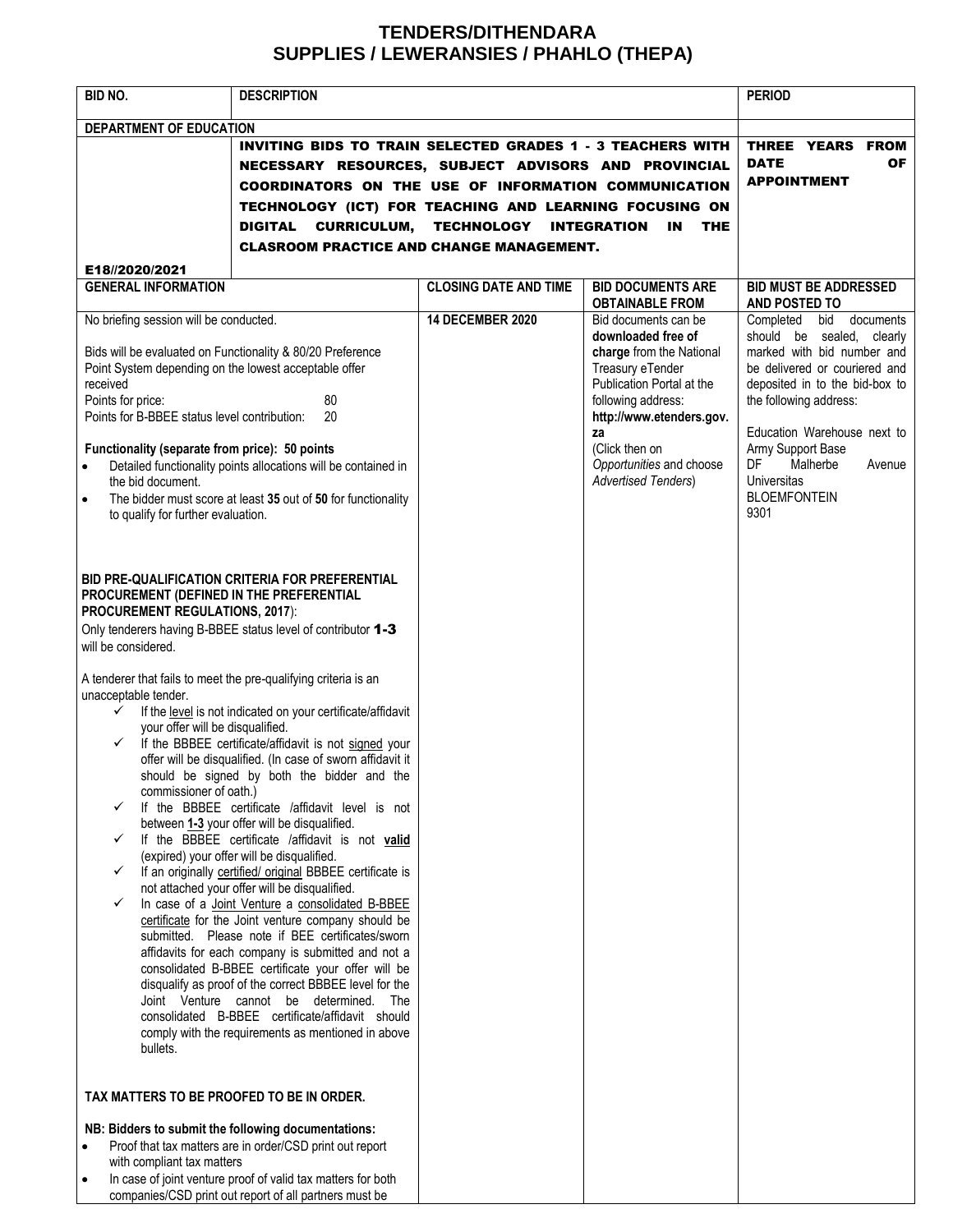# TENDERS/DITHENDARA
## SUPPLIES / LEWERANSIES / PHAHLO (THEPA)

| BID NO. | DESCRIPTION | | | PERIOD |
|---|---|---|---|---|
| **DEPARTMENT OF EDUCATION** | | | | |
| E18//2020/2021 | **INVITING BIDS TO TRAIN SELECTED GRADES 1 - 3 TEACHERS WITH NECESSARY RESOURCES, SUBJECT ADVISORS AND PROVINCIAL COORDINATORS ON THE USE OF INFORMATION COMMUNICATION TECHNOLOGY (ICT) FOR TEACHING AND LEARNING FOCUSING ON DIGITAL CURRICULUM, TECHNOLOGY INTEGRATION IN THE CLASROOM PRACTICE AND CHANGE MANAGEMENT.** | | | **THREE YEARS FROM DATE OF APPOINTMENT** |
| **GENERAL INFORMATION** | | **CLOSING DATE AND TIME** | **BID DOCUMENTS ARE OBTAINABLE FROM** | **BID MUST BE ADDRESSED AND POSTED TO** |
| No briefing session will be conducted.<br><br>Bids will be evaluated on Functionality & 80/20 Preference Point System depending on the lowest acceptable offer received<br>Points for price: 80<br>Points for B-BBEE status level contribution: 20<br><br>**Functionality (separate from price): 50 points**<br>• Detailed functionality points allocations will be contained in the bid document.<br>• The bidder must score at least **35** out of **50** for functionality to qualify for further evaluation.<br><br>**BID PRE-QUALIFICATION CRITERIA FOR PREFERENTIAL PROCUREMENT (DEFINED IN THE PREFERENTIAL PROCUREMENT REGULATIONS, 2017)**:<br>Only tenderers having B-BBEE status level of contributor **1-3** will be considered.<br><br>A tenderer that fails to meet the pre-qualifying criteria is an unacceptable tender.<br>✓ If the level is not indicated on your certificate/affidavit your offer will be disqualified.<br>✓ If the BBBEE certificate/affidavit is not signed your offer will be disqualified. (In case of sworn affidavit it should be signed by both the bidder and the commissioner of oath.)<br>✓ If the BBBEE certificate /affidavit level is not between **1-3** your offer will be disqualified.<br>✓ If the BBBEE certificate /affidavit is not **valid** (expired) your offer will be disqualified.<br>✓ If an originally certified/ original BBBEE certificate is not attached your offer will be disqualified.<br>✓ In case of a Joint Venture a consolidated B-BBEE certificate for the Joint venture company should be submitted. Please note if BEE certificates/sworn affidavits for each company is submitted and not a consolidated B-BBEE certificate your offer will be disqualify as proof of the correct BBBEE level for the Joint Venture cannot be determined. The consolidated B-BBEE certificate/affidavit should comply with the requirements as mentioned in above bullets.<br><br>**TAX MATTERS TO BE PROOFED TO BE IN ORDER.**<br><br>**NB: Bidders to submit the following documentations:**<br>• Proof that tax matters are in order/CSD print out report with compliant tax matters<br>• In case of joint venture proof of valid tax matters for both companies/CSD print out report of all partners must be | | **14 DECEMBER 2020** | Bid documents can be **downloaded free of charge** from the National Treasury eTender Publication Portal at the following address: **http://www.etenders.gov.za**<br>(Click then on *Opportunities* and choose *Advertised Tenders*) | Completed bid documents should be sealed, clearly marked with bid number and be delivered or couriered and deposited in to the bid-box to the following address:<br><br>Education Warehouse next to Army Support Base<br>DF Malherbe Avenue<br>Universitas<br>BLOEMFONTEIN<br>9301 |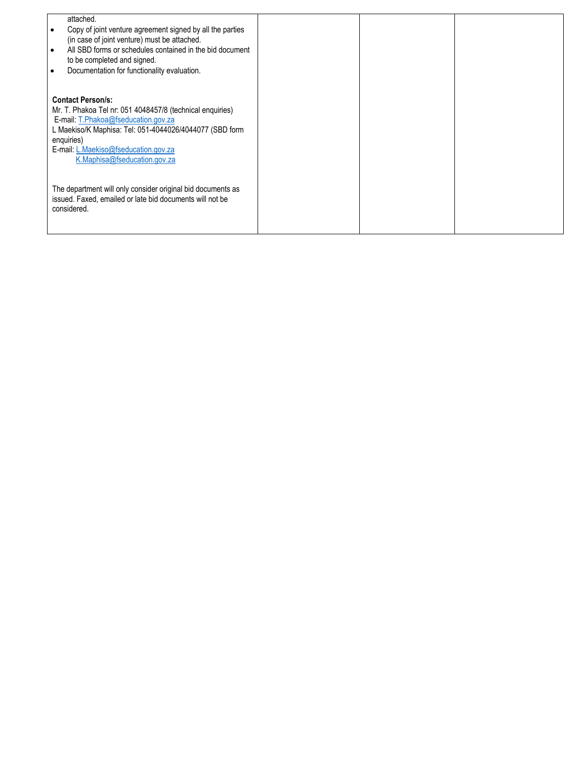| | | | |
|---|---|---|---|
| attached.<br>• Copy of joint venture agreement signed by all the parties (in case of joint venture) must be attached.<br>• All SBD forms or schedules contained in the bid document to be completed and signed.<br>• Documentation for functionality evaluation.<br><br>**Contact Person/s:**<br>Mr. T. Phakoa Tel nr: 051 4048457/8 (technical enquiries)<br>E-mail: T.Phakoa@fseducation.gov.za<br>L Maekiso/K Maphisa: Tel: 051-4044026/4044077 (SBD form enquiries)<br>E-mail: L.Maekiso@fseducation.gov.za<br>K.Maphisa@fseducation.gov.za<br><br>The department will only consider original bid documents as issued. Faxed, emailed or late bid documents will not be considered. | | | |